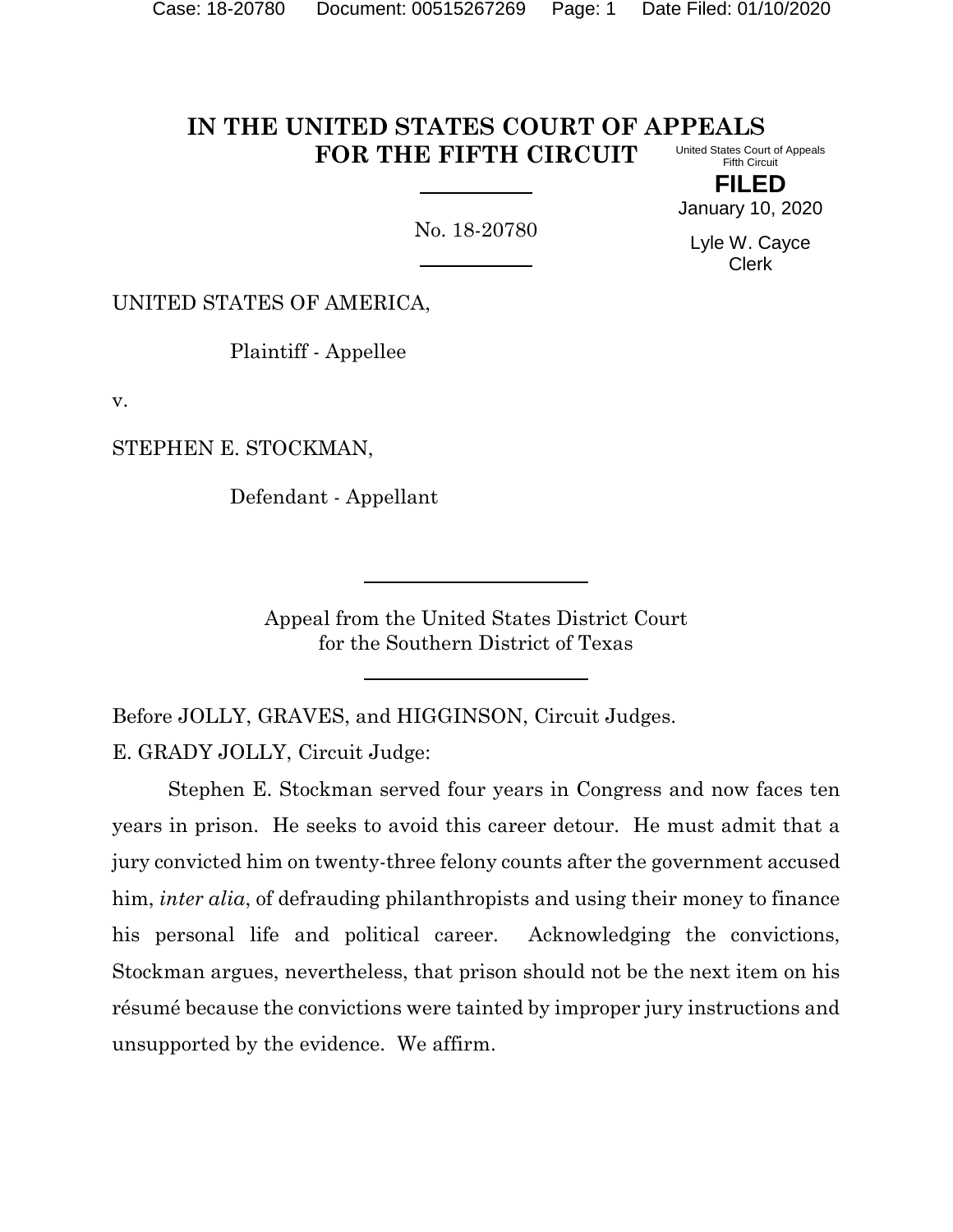# IN THE UNITED STATES COURT OF APPEALS FOR THE FIFTH CIRCUIT

United States Court of Appeals
Fifth Circuit

**FILED**

January 10, 2020

Lyle W. Cayce
Clerk

No. 18-20780

UNITED STATES OF AMERICA,

Plaintiff - Appellee

v.

STEPHEN E. STOCKMAN,

Defendant - Appellant

Appeal from the United States District Court
for the Southern District of Texas

Before JOLLY, GRAVES, and HIGGINSON, Circuit Judges.

E. GRADY JOLLY, Circuit Judge:

Stephen E. Stockman served four years in Congress and now faces ten years in prison. He seeks to avoid this career detour. He must admit that a jury convicted him on twenty-three felony counts after the government accused him, *inter alia*, of defrauding philanthropists and using their money to finance his personal life and political career. Acknowledging the convictions, Stockman argues, nevertheless, that prison should not be the next item on his résumé because the convictions were tainted by improper jury instructions and unsupported by the evidence. We affirm.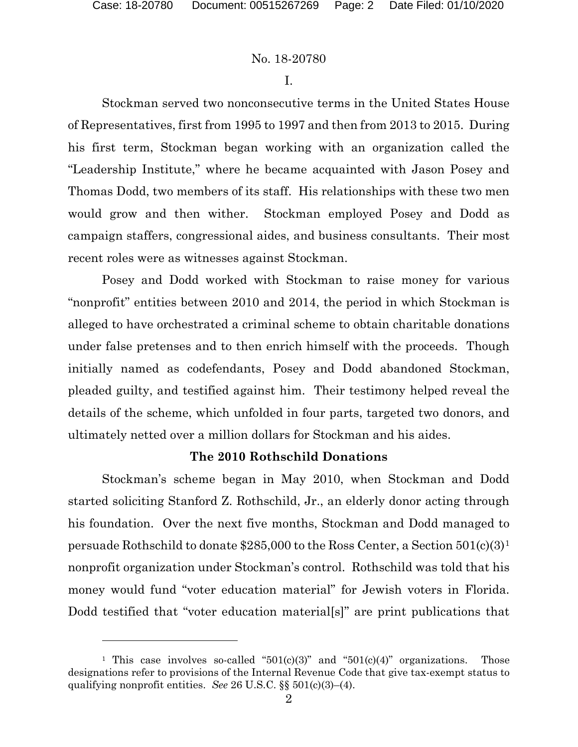I.

Stockman served two nonconsecutive terms in the United States House of Representatives, first from 1995 to 1997 and then from 2013 to 2015. During his first term, Stockman began working with an organization called the "Leadership Institute," where he became acquainted with Jason Posey and Thomas Dodd, two members of its staff. His relationships with these two men would grow and then wither. Stockman employed Posey and Dodd as campaign staffers, congressional aides, and business consultants. Their most recent roles were as witnesses against Stockman.

Posey and Dodd worked with Stockman to raise money for various "nonprofit" entities between 2010 and 2014, the period in which Stockman is alleged to have orchestrated a criminal scheme to obtain charitable donations under false pretenses and to then enrich himself with the proceeds. Though initially named as codefendants, Posey and Dodd abandoned Stockman, pleaded guilty, and testified against him. Their testimony helped reveal the details of the scheme, which unfolded in four parts, targeted two donors, and ultimately netted over a million dollars for Stockman and his aides.

**The 2010 Rothschild Donations**

Stockman's scheme began in May 2010, when Stockman and Dodd started soliciting Stanford Z. Rothschild, Jr., an elderly donor acting through his foundation. Over the next five months, Stockman and Dodd managed to persuade Rothschild to donate $285,000 to the Ross Center, a Section 501(c)(3)[1] nonprofit organization under Stockman's control. Rothschild was told that his money would fund "voter education material" for Jewish voters in Florida. Dodd testified that "voter education material[s]" are print publications that

[1] This case involves so-called "501(c)(3)" and "501(c)(4)" organizations. Those designations refer to provisions of the Internal Revenue Code that give tax-exempt status to qualifying nonprofit entities. *See* 26 U.S.C. §§ 501(c)(3)–(4).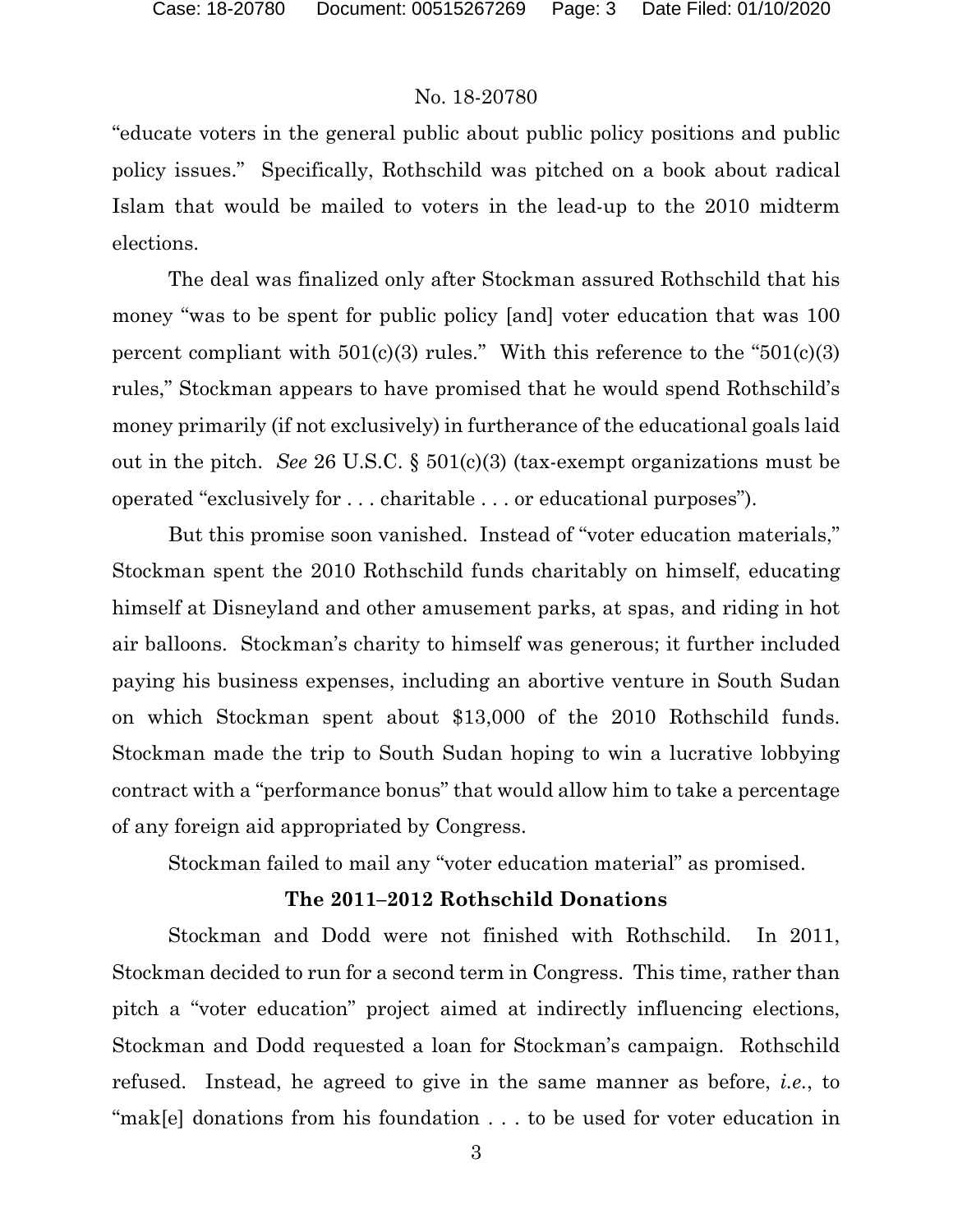"educate voters in the general public about public policy positions and public policy issues." Specifically, Rothschild was pitched on a book about radical Islam that would be mailed to voters in the lead-up to the 2010 midterm elections.

The deal was finalized only after Stockman assured Rothschild that his money "was to be spent for public policy [and] voter education that was 100 percent compliant with 501(c)(3) rules." With this reference to the "501(c)(3) rules," Stockman appears to have promised that he would spend Rothschild's money primarily (if not exclusively) in furtherance of the educational goals laid out in the pitch. *See* 26 U.S.C. § 501(c)(3) (tax-exempt organizations must be operated "exclusively for . . . charitable . . . or educational purposes").

But this promise soon vanished. Instead of "voter education materials," Stockman spent the 2010 Rothschild funds charitably on himself, educating himself at Disneyland and other amusement parks, at spas, and riding in hot air balloons. Stockman's charity to himself was generous; it further included paying his business expenses, including an abortive venture in South Sudan on which Stockman spent about $13,000 of the 2010 Rothschild funds. Stockman made the trip to South Sudan hoping to win a lucrative lobbying contract with a "performance bonus" that would allow him to take a percentage of any foreign aid appropriated by Congress.

Stockman failed to mail any "voter education material" as promised.

### The 2011–2012 Rothschild Donations

Stockman and Dodd were not finished with Rothschild. In 2011, Stockman decided to run for a second term in Congress. This time, rather than pitch a "voter education" project aimed at indirectly influencing elections, Stockman and Dodd requested a loan for Stockman's campaign. Rothschild refused. Instead, he agreed to give in the same manner as before, *i.e.*, to "mak[e] donations from his foundation . . . to be used for voter education in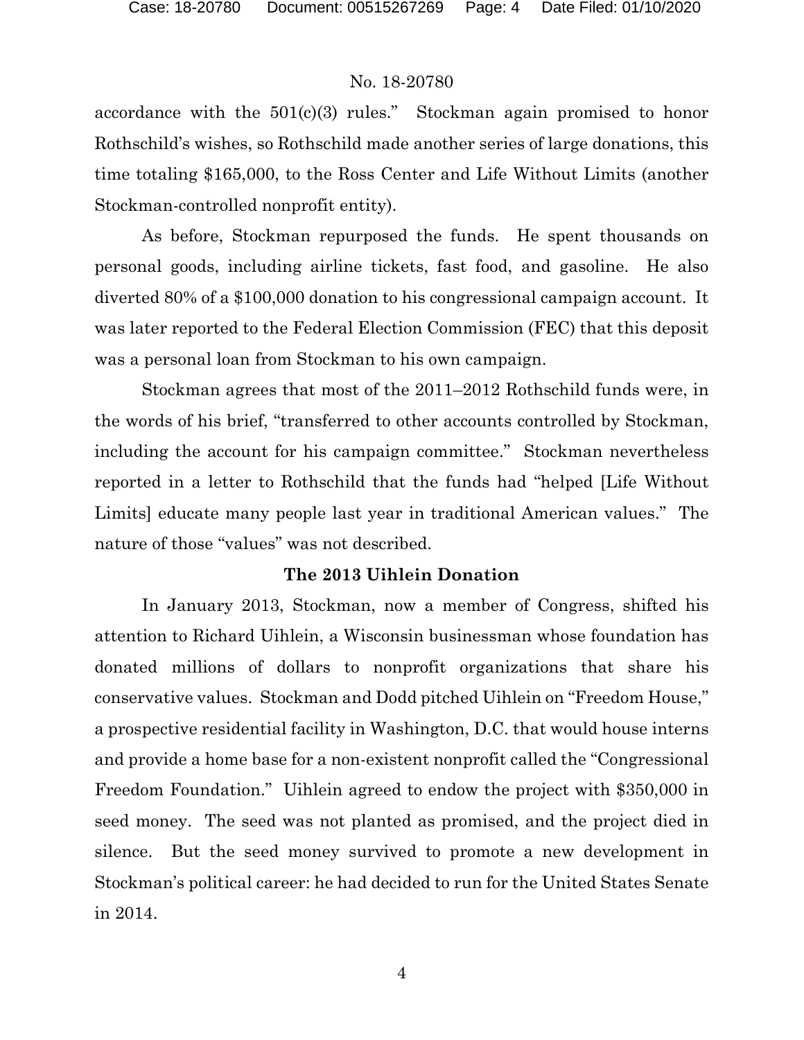accordance with the 501(c)(3) rules." Stockman again promised to honor Rothschild's wishes, so Rothschild made another series of large donations, this time totaling $165,000, to the Ross Center and Life Without Limits (another Stockman-controlled nonprofit entity).

As before, Stockman repurposed the funds. He spent thousands on personal goods, including airline tickets, fast food, and gasoline. He also diverted 80% of a $100,000 donation to his congressional campaign account. It was later reported to the Federal Election Commission (FEC) that this deposit was a personal loan from Stockman to his own campaign.

Stockman agrees that most of the 2011–2012 Rothschild funds were, in the words of his brief, "transferred to other accounts controlled by Stockman, including the account for his campaign committee." Stockman nevertheless reported in a letter to Rothschild that the funds had "helped [Life Without Limits] educate many people last year in traditional American values." The nature of those "values" was not described.

**The 2013 Uihlein Donation**

In January 2013, Stockman, now a member of Congress, shifted his attention to Richard Uihlein, a Wisconsin businessman whose foundation has donated millions of dollars to nonprofit organizations that share his conservative values. Stockman and Dodd pitched Uihlein on "Freedom House," a prospective residential facility in Washington, D.C. that would house interns and provide a home base for a non-existent nonprofit called the "Congressional Freedom Foundation." Uihlein agreed to endow the project with $350,000 in seed money. The seed was not planted as promised, and the project died in silence. But the seed money survived to promote a new development in Stockman's political career: he had decided to run for the United States Senate in 2014.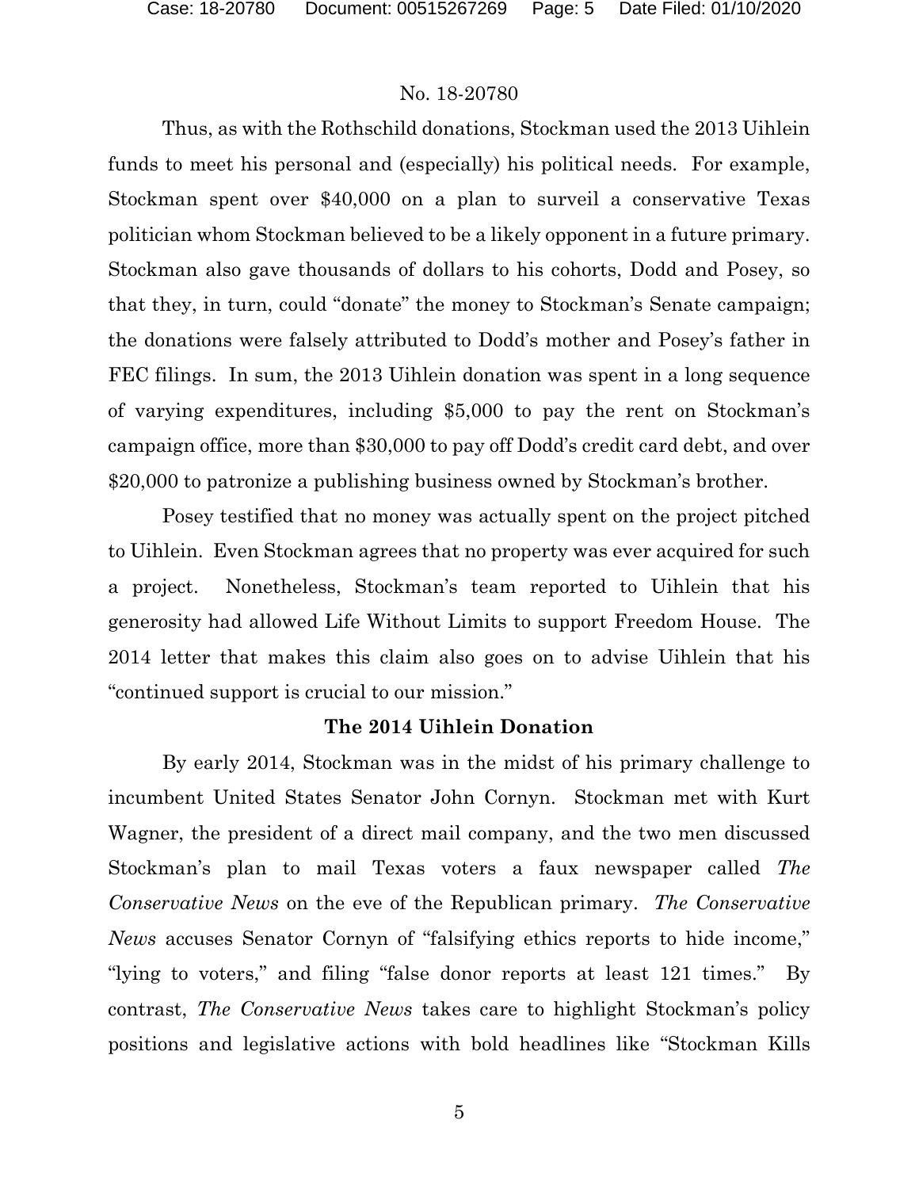Thus, as with the Rothschild donations, Stockman used the 2013 Uihlein funds to meet his personal and (especially) his political needs. For example, Stockman spent over $40,000 on a plan to surveil a conservative Texas politician whom Stockman believed to be a likely opponent in a future primary. Stockman also gave thousands of dollars to his cohorts, Dodd and Posey, so that they, in turn, could "donate" the money to Stockman's Senate campaign; the donations were falsely attributed to Dodd's mother and Posey's father in FEC filings. In sum, the 2013 Uihlein donation was spent in a long sequence of varying expenditures, including $5,000 to pay the rent on Stockman's campaign office, more than $30,000 to pay off Dodd's credit card debt, and over $20,000 to patronize a publishing business owned by Stockman's brother.

Posey testified that no money was actually spent on the project pitched to Uihlein. Even Stockman agrees that no property was ever acquired for such a project. Nonetheless, Stockman's team reported to Uihlein that his generosity had allowed Life Without Limits to support Freedom House. The 2014 letter that makes this claim also goes on to advise Uihlein that his "continued support is crucial to our mission."

**The 2014 Uihlein Donation**

By early 2014, Stockman was in the midst of his primary challenge to incumbent United States Senator John Cornyn. Stockman met with Kurt Wagner, the president of a direct mail company, and the two men discussed Stockman's plan to mail Texas voters a faux newspaper called *The Conservative News* on the eve of the Republican primary. *The Conservative News* accuses Senator Cornyn of "falsifying ethics reports to hide income," "lying to voters," and filing "false donor reports at least 121 times." By contrast, *The Conservative News* takes care to highlight Stockman's policy positions and legislative actions with bold headlines like "Stockman Kills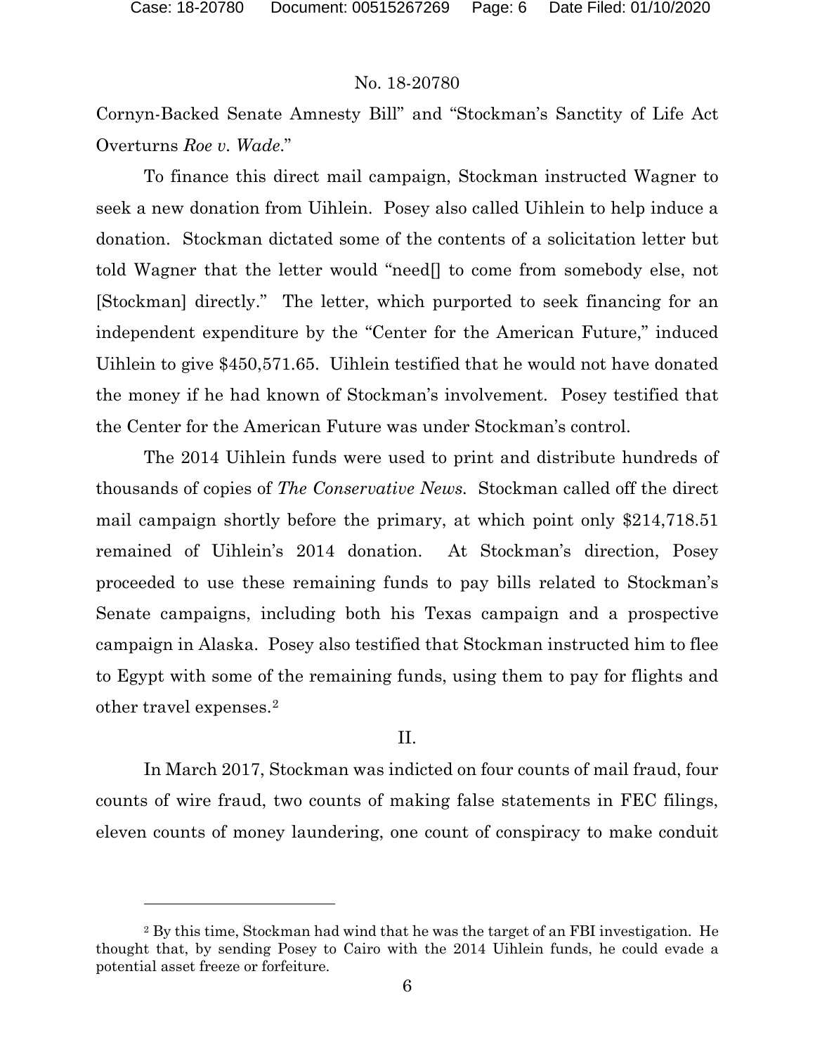Cornyn-Backed Senate Amnesty Bill" and "Stockman's Sanctity of Life Act Overturns *Roe v. Wade*."

To finance this direct mail campaign, Stockman instructed Wagner to seek a new donation from Uihlein. Posey also called Uihlein to help induce a donation. Stockman dictated some of the contents of a solicitation letter but told Wagner that the letter would "need[] to come from somebody else, not [Stockman] directly." The letter, which purported to seek financing for an independent expenditure by the "Center for the American Future," induced Uihlein to give $450,571.65. Uihlein testified that he would not have donated the money if he had known of Stockman's involvement. Posey testified that the Center for the American Future was under Stockman's control.

The 2014 Uihlein funds were used to print and distribute hundreds of thousands of copies of *The Conservative News*. Stockman called off the direct mail campaign shortly before the primary, at which point only $214,718.51 remained of Uihlein's 2014 donation. At Stockman's direction, Posey proceeded to use these remaining funds to pay bills related to Stockman's Senate campaigns, including both his Texas campaign and a prospective campaign in Alaska. Posey also testified that Stockman instructed him to flee to Egypt with some of the remaining funds, using them to pay for flights and other travel expenses.[2]

## II.

In March 2017, Stockman was indicted on four counts of mail fraud, four counts of wire fraud, two counts of making false statements in FEC filings, eleven counts of money laundering, one count of conspiracy to make conduit

[2] By this time, Stockman had wind that he was the target of an FBI investigation. He thought that, by sending Posey to Cairo with the 2014 Uihlein funds, he could evade a potential asset freeze or forfeiture.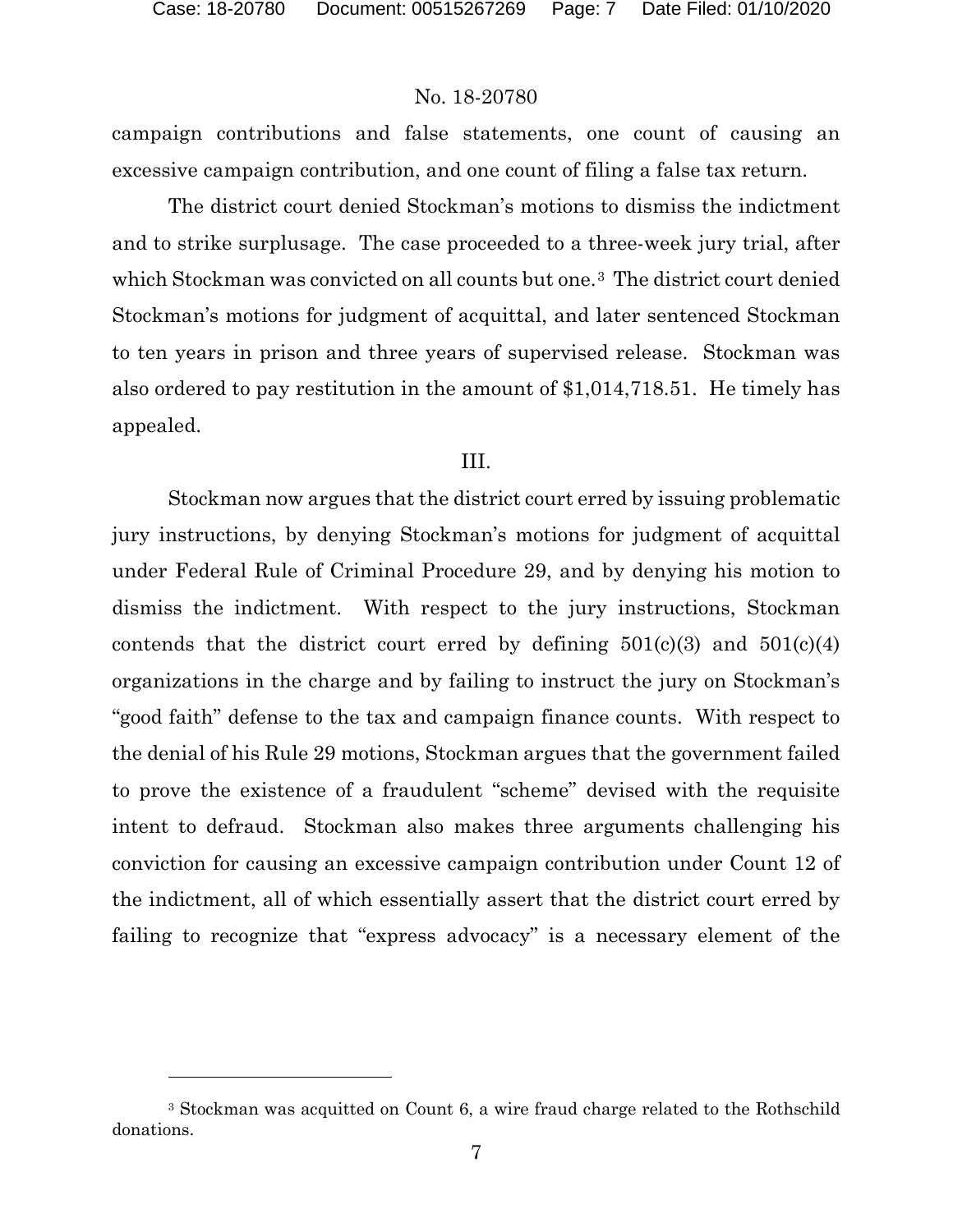campaign contributions and false statements, one count of causing an excessive campaign contribution, and one count of filing a false tax return.

The district court denied Stockman's motions to dismiss the indictment and to strike surplusage. The case proceeded to a three-week jury trial, after which Stockman was convicted on all counts but one.[3] The district court denied Stockman's motions for judgment of acquittal, and later sentenced Stockman to ten years in prison and three years of supervised release. Stockman was also ordered to pay restitution in the amount of $1,014,718.51. He timely has appealed.

## III.

Stockman now argues that the district court erred by issuing problematic jury instructions, by denying Stockman's motions for judgment of acquittal under Federal Rule of Criminal Procedure 29, and by denying his motion to dismiss the indictment. With respect to the jury instructions, Stockman contends that the district court erred by defining 501(c)(3) and 501(c)(4) organizations in the charge and by failing to instruct the jury on Stockman's "good faith" defense to the tax and campaign finance counts. With respect to the denial of his Rule 29 motions, Stockman argues that the government failed to prove the existence of a fraudulent "scheme" devised with the requisite intent to defraud. Stockman also makes three arguments challenging his conviction for causing an excessive campaign contribution under Count 12 of the indictment, all of which essentially assert that the district court erred by failing to recognize that "express advocacy" is a necessary element of the

---

[3] Stockman was acquitted on Count 6, a wire fraud charge related to the Rothschild donations.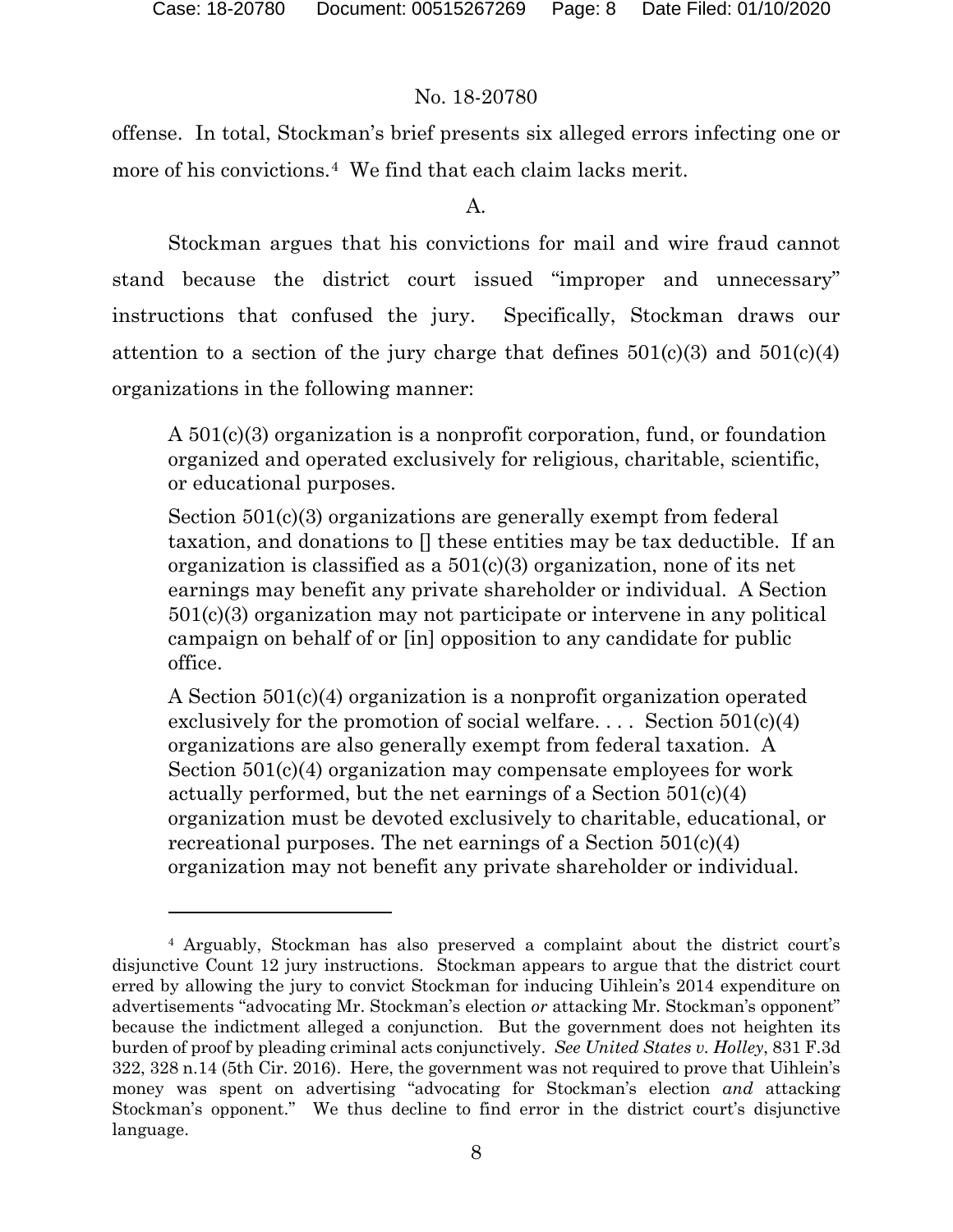offense. In total, Stockman's brief presents six alleged errors infecting one or more of his convictions.[4] We find that each claim lacks merit.

A.

Stockman argues that his convictions for mail and wire fraud cannot stand because the district court issued "improper and unnecessary" instructions that confused the jury. Specifically, Stockman draws our attention to a section of the jury charge that defines 501(c)(3) and 501(c)(4) organizations in the following manner:

> A 501(c)(3) organization is a nonprofit corporation, fund, or foundation organized and operated exclusively for religious, charitable, scientific, or educational purposes.
>
> Section 501(c)(3) organizations are generally exempt from federal taxation, and donations to [] these entities may be tax deductible. If an organization is classified as a 501(c)(3) organization, none of its net earnings may benefit any private shareholder or individual. A Section 501(c)(3) organization may not participate or intervene in any political campaign on behalf of or [in] opposition to any candidate for public office.
>
> A Section 501(c)(4) organization is a nonprofit organization operated exclusively for the promotion of social welfare. . . . Section 501(c)(4) organizations are also generally exempt from federal taxation. A Section 501(c)(4) organization may compensate employees for work actually performed, but the net earnings of a Section 501(c)(4) organization must be devoted exclusively to charitable, educational, or recreational purposes. The net earnings of a Section 501(c)(4) organization may not benefit any private shareholder or individual.

---

[4] Arguably, Stockman has also preserved a complaint about the district court's disjunctive Count 12 jury instructions. Stockman appears to argue that the district court erred by allowing the jury to convict Stockman for inducing Uihlein's 2014 expenditure on advertisements "advocating Mr. Stockman's election *or* attacking Mr. Stockman's opponent" because the indictment alleged a conjunction. But the government does not heighten its burden of proof by pleading criminal acts conjunctively. *See United States v. Holley*, 831 F.3d 322, 328 n.14 (5th Cir. 2016). Here, the government was not required to prove that Uihlein's money was spent on advertising "advocating for Stockman's election *and* attacking Stockman's opponent." We thus decline to find error in the district court's disjunctive language.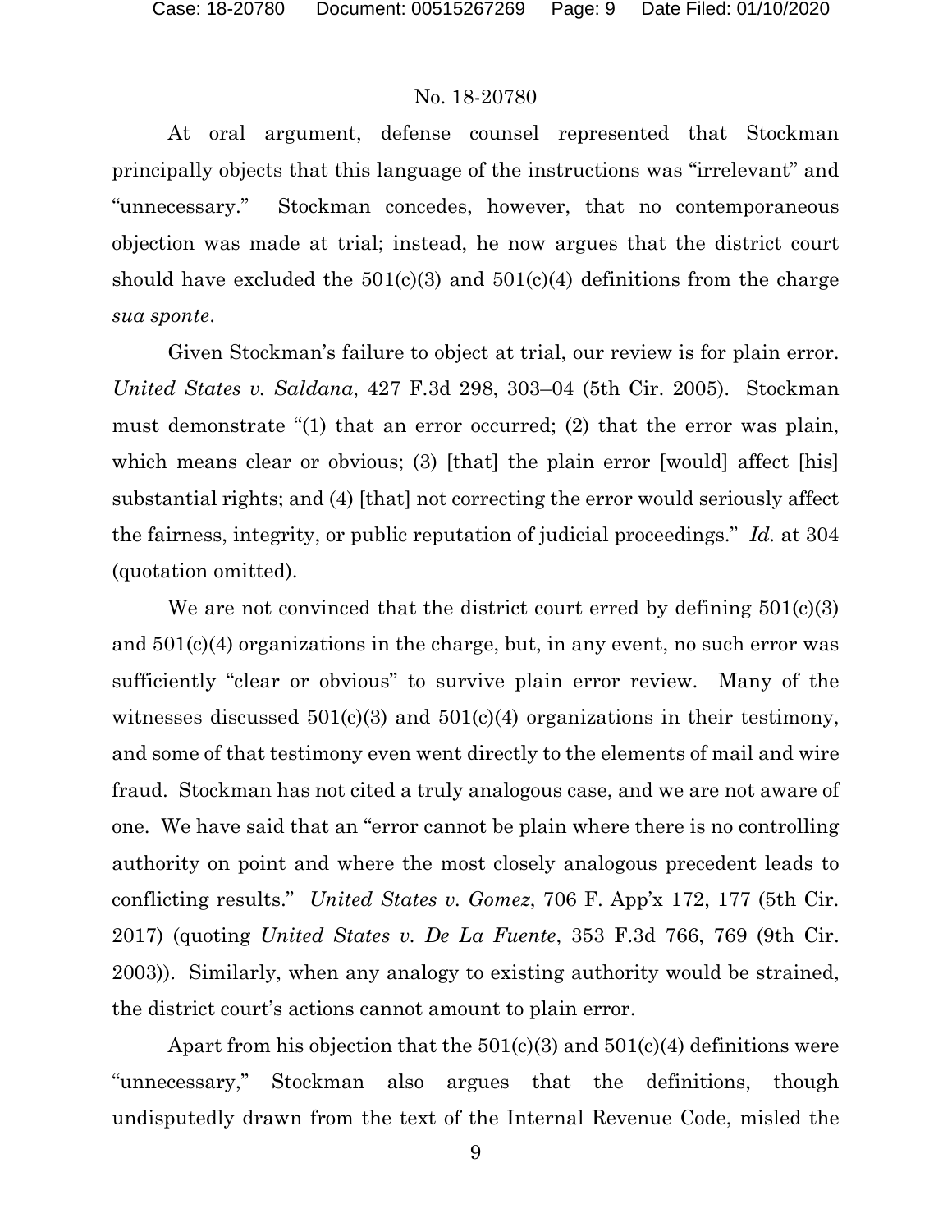At oral argument, defense counsel represented that Stockman principally objects that this language of the instructions was "irrelevant" and "unnecessary." Stockman concedes, however, that no contemporaneous objection was made at trial; instead, he now argues that the district court should have excluded the 501(c)(3) and 501(c)(4) definitions from the charge *sua sponte*.

Given Stockman's failure to object at trial, our review is for plain error. *United States v. Saldana*, 427 F.3d 298, 303–04 (5th Cir. 2005). Stockman must demonstrate "(1) that an error occurred; (2) that the error was plain, which means clear or obvious; (3) [that] the plain error [would] affect [his] substantial rights; and (4) [that] not correcting the error would seriously affect the fairness, integrity, or public reputation of judicial proceedings." *Id.* at 304 (quotation omitted).

We are not convinced that the district court erred by defining 501(c)(3) and 501(c)(4) organizations in the charge, but, in any event, no such error was sufficiently "clear or obvious" to survive plain error review. Many of the witnesses discussed 501(c)(3) and 501(c)(4) organizations in their testimony, and some of that testimony even went directly to the elements of mail and wire fraud. Stockman has not cited a truly analogous case, and we are not aware of one. We have said that an "error cannot be plain where there is no controlling authority on point and where the most closely analogous precedent leads to conflicting results." *United States v. Gomez*, 706 F. App'x 172, 177 (5th Cir. 2017) (quoting *United States v. De La Fuente*, 353 F.3d 766, 769 (9th Cir. 2003)). Similarly, when any analogy to existing authority would be strained, the district court's actions cannot amount to plain error.

Apart from his objection that the 501(c)(3) and 501(c)(4) definitions were "unnecessary," Stockman also argues that the definitions, though undisputedly drawn from the text of the Internal Revenue Code, misled the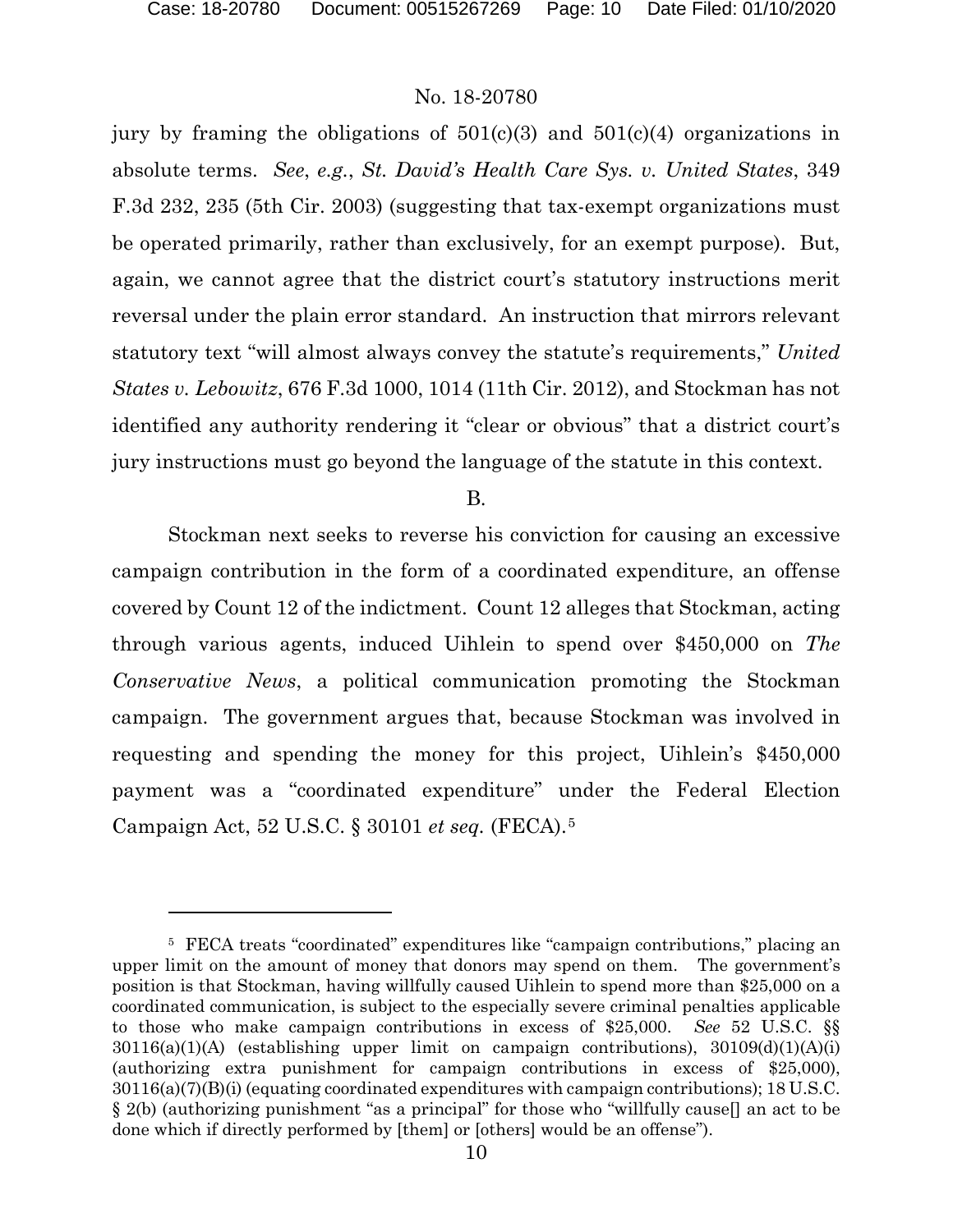jury by framing the obligations of 501(c)(3) and 501(c)(4) organizations in absolute terms. *See, e.g.*, *St. David's Health Care Sys. v. United States*, 349 F.3d 232, 235 (5th Cir. 2003) (suggesting that tax-exempt organizations must be operated primarily, rather than exclusively, for an exempt purpose). But, again, we cannot agree that the district court's statutory instructions merit reversal under the plain error standard. An instruction that mirrors relevant statutory text "will almost always convey the statute's requirements," *United States v. Lebowitz*, 676 F.3d 1000, 1014 (11th Cir. 2012), and Stockman has not identified any authority rendering it "clear or obvious" that a district court's jury instructions must go beyond the language of the statute in this context.

B.

Stockman next seeks to reverse his conviction for causing an excessive campaign contribution in the form of a coordinated expenditure, an offense covered by Count 12 of the indictment. Count 12 alleges that Stockman, acting through various agents, induced Uihlein to spend over $450,000 on *The Conservative News*, a political communication promoting the Stockman campaign. The government argues that, because Stockman was involved in requesting and spending the money for this project, Uihlein's $450,000 payment was a "coordinated expenditure" under the Federal Election Campaign Act, 52 U.S.C. § 30101 *et seq.* (FECA).[5]

---

[5] FECA treats "coordinated" expenditures like "campaign contributions," placing an upper limit on the amount of money that donors may spend on them. The government's position is that Stockman, having willfully caused Uihlein to spend more than $25,000 on a coordinated communication, is subject to the especially severe criminal penalties applicable to those who make campaign contributions in excess of $25,000. *See* 52 U.S.C. §§ 30116(a)(1)(A) (establishing upper limit on campaign contributions), 30109(d)(1)(A)(i) (authorizing extra punishment for campaign contributions in excess of $25,000), 30116(a)(7)(B)(i) (equating coordinated expenditures with campaign contributions); 18 U.S.C. § 2(b) (authorizing punishment "as a principal" for those who "willfully cause[] an act to be done which if directly performed by [them] or [others] would be an offense").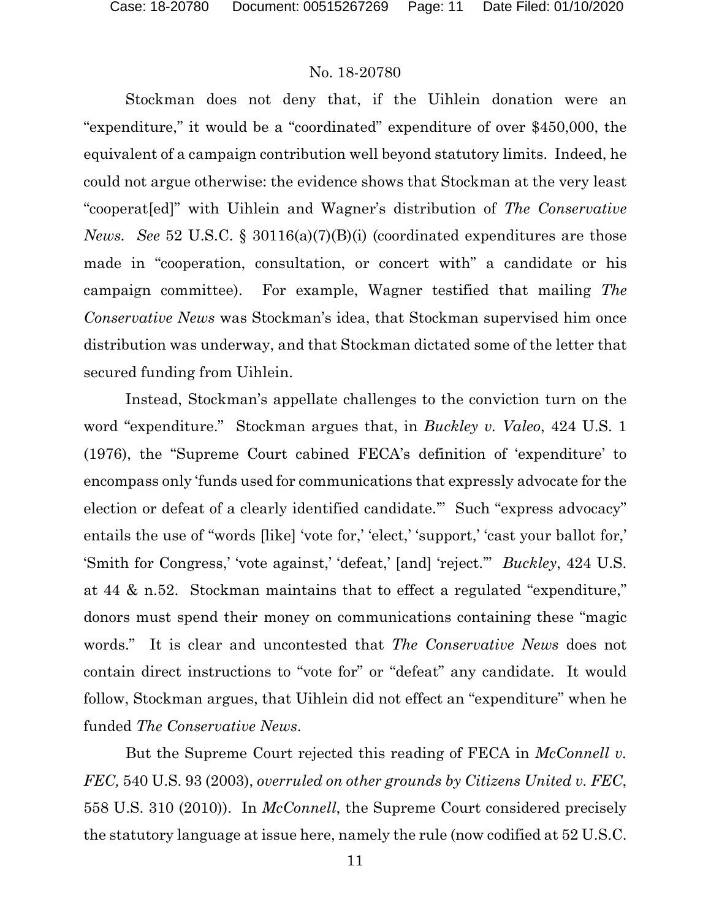Stockman does not deny that, if the Uihlein donation were an "expenditure," it would be a "coordinated" expenditure of over $450,000, the equivalent of a campaign contribution well beyond statutory limits. Indeed, he could not argue otherwise: the evidence shows that Stockman at the very least "cooperat[ed]" with Uihlein and Wagner's distribution of *The Conservative News*. *See* 52 U.S.C. § 30116(a)(7)(B)(i) (coordinated expenditures are those made in "cooperation, consultation, or concert with" a candidate or his campaign committee). For example, Wagner testified that mailing *The Conservative News* was Stockman's idea, that Stockman supervised him once distribution was underway, and that Stockman dictated some of the letter that secured funding from Uihlein.

Instead, Stockman's appellate challenges to the conviction turn on the word "expenditure." Stockman argues that, in *Buckley v. Valeo*, 424 U.S. 1 (1976), the "Supreme Court cabined FECA's definition of 'expenditure' to encompass only 'funds used for communications that expressly advocate for the election or defeat of a clearly identified candidate.'" Such "express advocacy" entails the use of "words [like] 'vote for,' 'elect,' 'support,' 'cast your ballot for,' 'Smith for Congress,' 'vote against,' 'defeat,' [and] 'reject.'" *Buckley*, 424 U.S. at 44 & n.52. Stockman maintains that to effect a regulated "expenditure," donors must spend their money on communications containing these "magic words." It is clear and uncontested that *The Conservative News* does not contain direct instructions to "vote for" or "defeat" any candidate. It would follow, Stockman argues, that Uihlein did not effect an "expenditure" when he funded *The Conservative News*.

But the Supreme Court rejected this reading of FECA in *McConnell v. FEC,* 540 U.S. 93 (2003), *overruled on other grounds by Citizens United v. FEC*, 558 U.S. 310 (2010)). In *McConnell*, the Supreme Court considered precisely the statutory language at issue here, namely the rule (now codified at 52 U.S.C.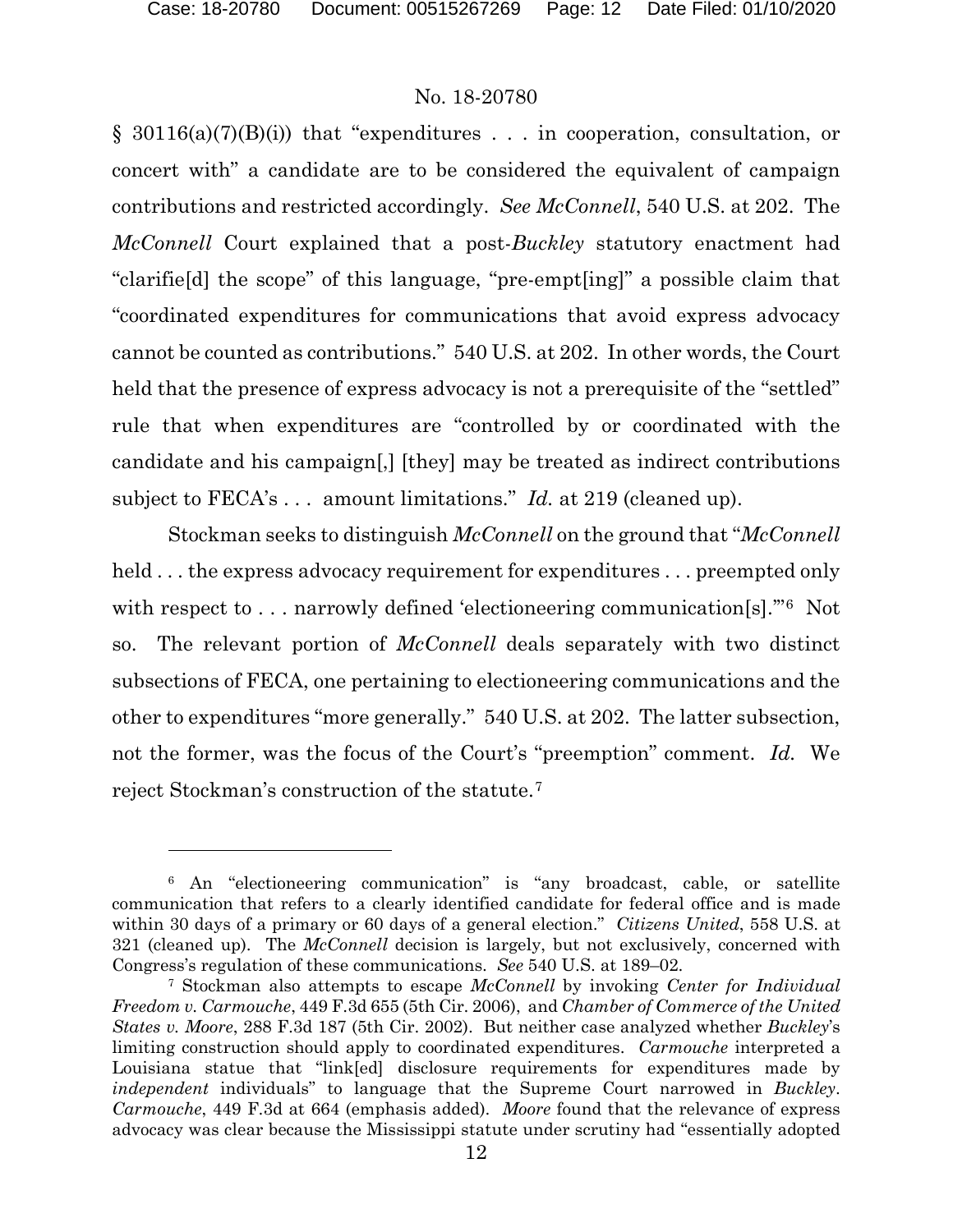§ 30116(a)(7)(B)(i)) that "expenditures . . . in cooperation, consultation, or concert with" a candidate are to be considered the equivalent of campaign contributions and restricted accordingly. *See McConnell*, 540 U.S. at 202. The *McConnell* Court explained that a post-*Buckley* statutory enactment had "clarifie[d] the scope" of this language, "pre-empt[ing]" a possible claim that "coordinated expenditures for communications that avoid express advocacy cannot be counted as contributions." 540 U.S. at 202. In other words, the Court held that the presence of express advocacy is not a prerequisite of the "settled" rule that when expenditures are "controlled by or coordinated with the candidate and his campaign[,] [they] may be treated as indirect contributions subject to FECA's . . . amount limitations." *Id.* at 219 (cleaned up).

Stockman seeks to distinguish *McConnell* on the ground that "*McConnell* held . . . the express advocacy requirement for expenditures . . . preempted only with respect to . . . narrowly defined 'electioneering communication[s].'"[6] Not so. The relevant portion of *McConnell* deals separately with two distinct subsections of FECA, one pertaining to electioneering communications and the other to expenditures "more generally." 540 U.S. at 202. The latter subsection, not the former, was the focus of the Court's "preemption" comment. *Id.* We reject Stockman's construction of the statute.[7]

---

[6] An "electioneering communication" is "any broadcast, cable, or satellite communication that refers to a clearly identified candidate for federal office and is made within 30 days of a primary or 60 days of a general election." *Citizens United*, 558 U.S. at 321 (cleaned up). The *McConnell* decision is largely, but not exclusively, concerned with Congress's regulation of these communications. *See* 540 U.S. at 189–02.

[7] Stockman also attempts to escape *McConnell* by invoking *Center for Individual Freedom v. Carmouche*, 449 F.3d 655 (5th Cir. 2006), and *Chamber of Commerce of the United States v. Moore*, 288 F.3d 187 (5th Cir. 2002). But neither case analyzed whether *Buckley*'s limiting construction should apply to coordinated expenditures. *Carmouche* interpreted a Louisiana statue that "link[ed] disclosure requirements for expenditures made by *independent* individuals" to language that the Supreme Court narrowed in *Buckley*. *Carmouche*, 449 F.3d at 664 (emphasis added). *Moore* found that the relevance of express advocacy was clear because the Mississippi statute under scrutiny had "essentially adopted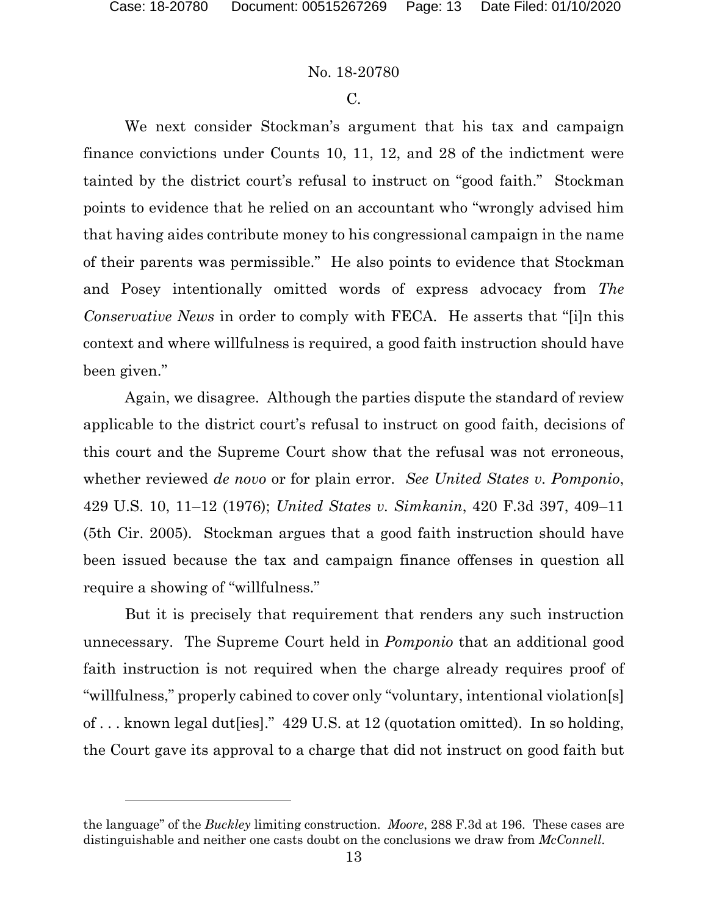C.

We next consider Stockman's argument that his tax and campaign finance convictions under Counts 10, 11, 12, and 28 of the indictment were tainted by the district court's refusal to instruct on "good faith." Stockman points to evidence that he relied on an accountant who "wrongly advised him that having aides contribute money to his congressional campaign in the name of their parents was permissible." He also points to evidence that Stockman and Posey intentionally omitted words of express advocacy from *The Conservative News* in order to comply with FECA. He asserts that "[i]n this context and where willfulness is required, a good faith instruction should have been given."

Again, we disagree. Although the parties dispute the standard of review applicable to the district court's refusal to instruct on good faith, decisions of this court and the Supreme Court show that the refusal was not erroneous, whether reviewed *de novo* or for plain error. *See United States v. Pomponio*, 429 U.S. 10, 11–12 (1976); *United States v. Simkanin*, 420 F.3d 397, 409–11 (5th Cir. 2005). Stockman argues that a good faith instruction should have been issued because the tax and campaign finance offenses in question all require a showing of "willfulness."

But it is precisely that requirement that renders any such instruction unnecessary. The Supreme Court held in *Pomponio* that an additional good faith instruction is not required when the charge already requires proof of "willfulness," properly cabined to cover only "voluntary, intentional violation[s] of . . . known legal dut[ies]." 429 U.S. at 12 (quotation omitted). In so holding, the Court gave its approval to a charge that did not instruct on good faith but

---

the language" of the *Buckley* limiting construction. *Moore*, 288 F.3d at 196. These cases are distinguishable and neither one casts doubt on the conclusions we draw from *McConnell*.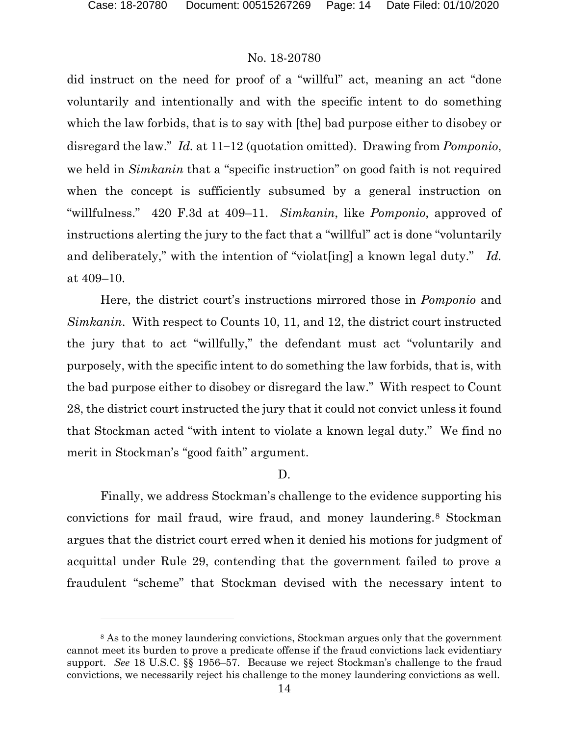did instruct on the need for proof of a "willful" act, meaning an act "done voluntarily and intentionally and with the specific intent to do something which the law forbids, that is to say with [the] bad purpose either to disobey or disregard the law." *Id.* at 11–12 (quotation omitted). Drawing from *Pomponio*, we held in *Simkanin* that a "specific instruction" on good faith is not required when the concept is sufficiently subsumed by a general instruction on "willfulness." 420 F.3d at 409–11. *Simkanin*, like *Pomponio*, approved of instructions alerting the jury to the fact that a "willful" act is done "voluntarily and deliberately," with the intention of "violat[ing] a known legal duty." *Id.* at 409–10.

Here, the district court's instructions mirrored those in *Pomponio* and *Simkanin*. With respect to Counts 10, 11, and 12, the district court instructed the jury that to act "willfully," the defendant must act "voluntarily and purposely, with the specific intent to do something the law forbids, that is, with the bad purpose either to disobey or disregard the law." With respect to Count 28, the district court instructed the jury that it could not convict unless it found that Stockman acted "with intent to violate a known legal duty." We find no merit in Stockman's "good faith" argument.

D.

Finally, we address Stockman's challenge to the evidence supporting his convictions for mail fraud, wire fraud, and money laundering.[8] Stockman argues that the district court erred when it denied his motions for judgment of acquittal under Rule 29, contending that the government failed to prove a fraudulent "scheme" that Stockman devised with the necessary intent to

---

[8] As to the money laundering convictions, Stockman argues only that the government cannot meet its burden to prove a predicate offense if the fraud convictions lack evidentiary support. *See* 18 U.S.C. §§ 1956–57. Because we reject Stockman's challenge to the fraud convictions, we necessarily reject his challenge to the money laundering convictions as well.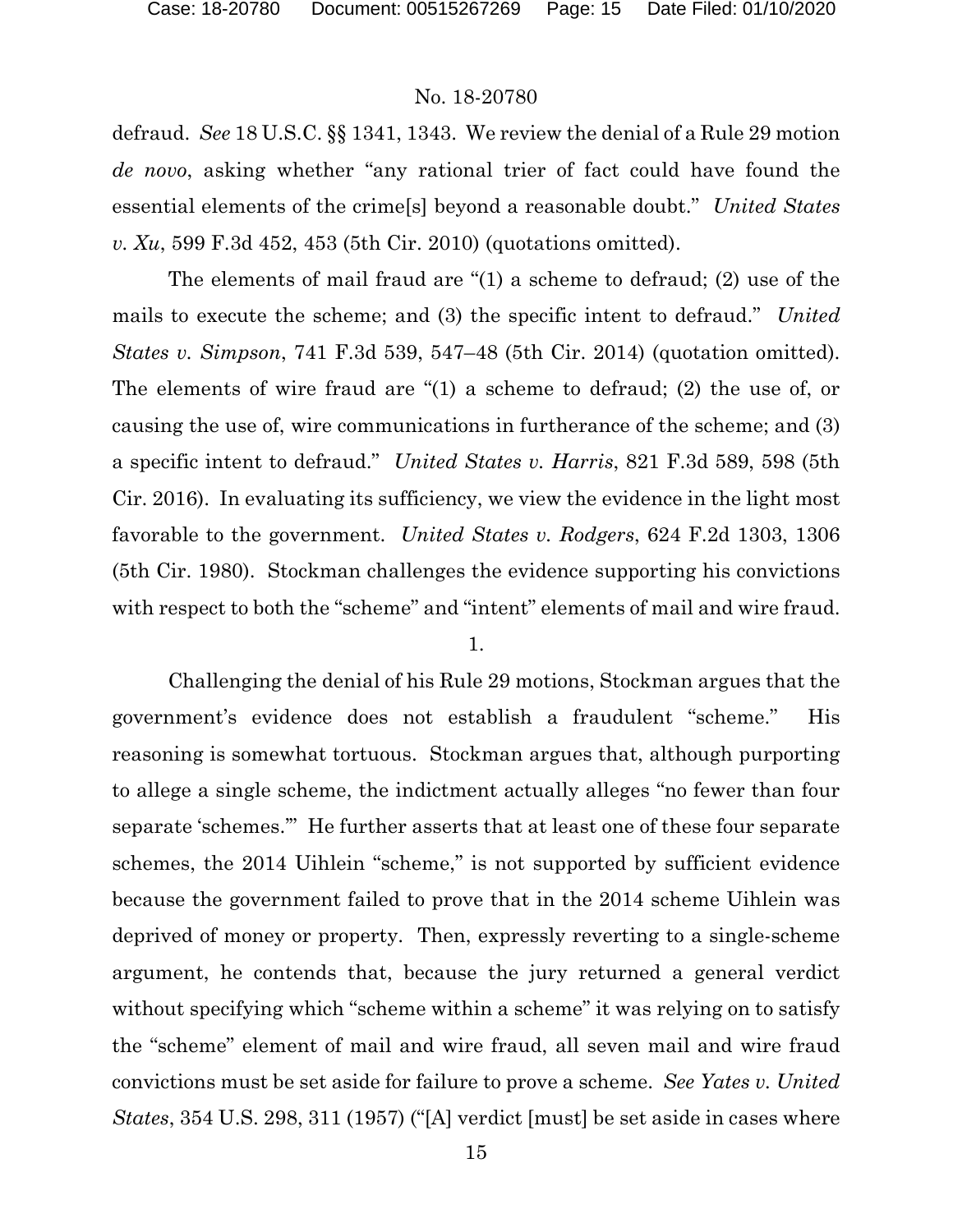defraud. *See* 18 U.S.C. §§ 1341, 1343. We review the denial of a Rule 29 motion *de novo*, asking whether "any rational trier of fact could have found the essential elements of the crime[s] beyond a reasonable doubt." *United States v. Xu*, 599 F.3d 452, 453 (5th Cir. 2010) (quotations omitted).

The elements of mail fraud are "(1) a scheme to defraud; (2) use of the mails to execute the scheme; and (3) the specific intent to defraud." *United States v. Simpson*, 741 F.3d 539, 547–48 (5th Cir. 2014) (quotation omitted). The elements of wire fraud are "(1) a scheme to defraud; (2) the use of, or causing the use of, wire communications in furtherance of the scheme; and (3) a specific intent to defraud." *United States v. Harris*, 821 F.3d 589, 598 (5th Cir. 2016). In evaluating its sufficiency, we view the evidence in the light most favorable to the government. *United States v. Rodgers*, 624 F.2d 1303, 1306 (5th Cir. 1980). Stockman challenges the evidence supporting his convictions with respect to both the "scheme" and "intent" elements of mail and wire fraud.

1.

Challenging the denial of his Rule 29 motions, Stockman argues that the government's evidence does not establish a fraudulent "scheme." His reasoning is somewhat tortuous. Stockman argues that, although purporting to allege a single scheme, the indictment actually alleges "no fewer than four separate 'schemes.'" He further asserts that at least one of these four separate schemes, the 2014 Uihlein "scheme," is not supported by sufficient evidence because the government failed to prove that in the 2014 scheme Uihlein was deprived of money or property. Then, expressly reverting to a single-scheme argument, he contends that, because the jury returned a general verdict without specifying which "scheme within a scheme" it was relying on to satisfy the "scheme" element of mail and wire fraud, all seven mail and wire fraud convictions must be set aside for failure to prove a scheme. *See Yates v. United States*, 354 U.S. 298, 311 (1957) ("[A] verdict [must] be set aside in cases where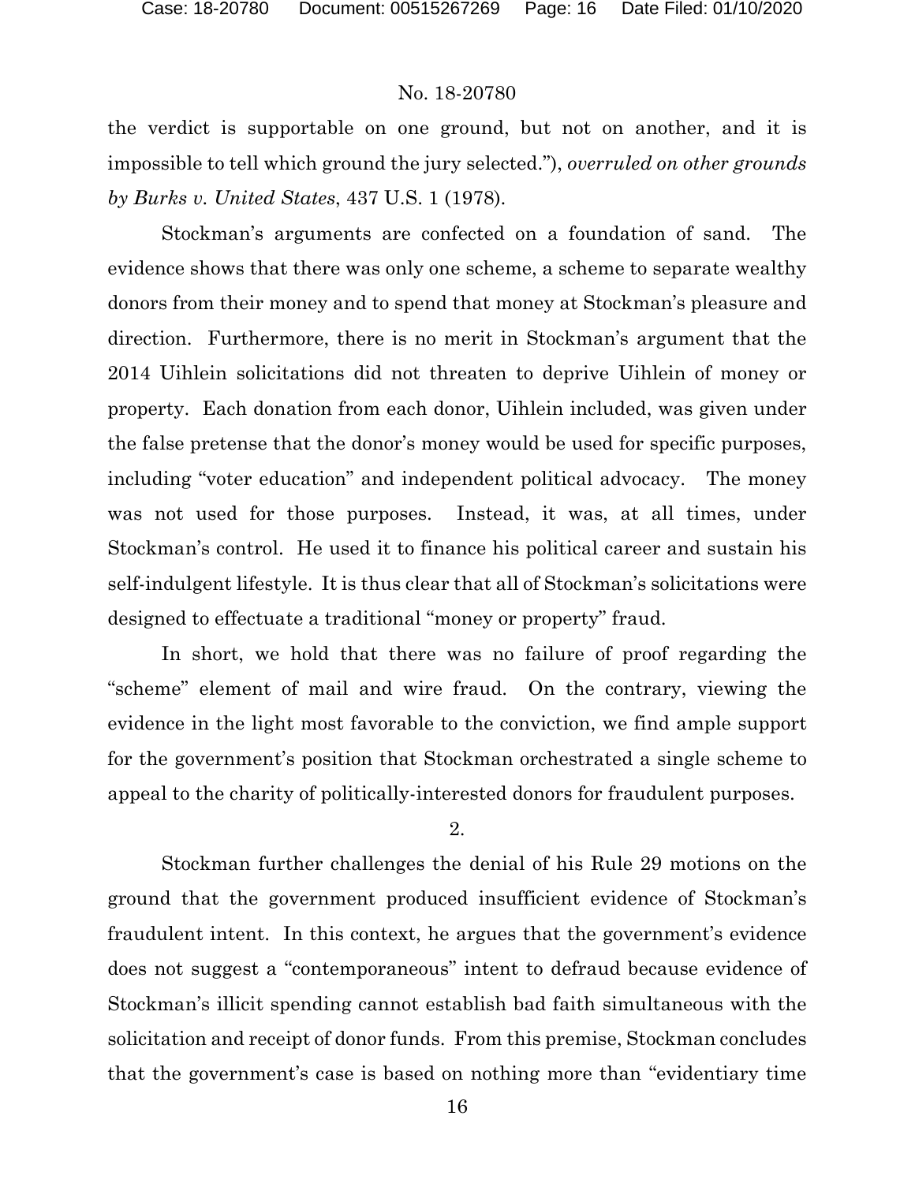the verdict is supportable on one ground, but not on another, and it is impossible to tell which ground the jury selected."), *overruled on other grounds by Burks v. United States*, 437 U.S. 1 (1978).

Stockman's arguments are confected on a foundation of sand. The evidence shows that there was only one scheme, a scheme to separate wealthy donors from their money and to spend that money at Stockman's pleasure and direction. Furthermore, there is no merit in Stockman's argument that the 2014 Uihlein solicitations did not threaten to deprive Uihlein of money or property. Each donation from each donor, Uihlein included, was given under the false pretense that the donor's money would be used for specific purposes, including "voter education" and independent political advocacy. The money was not used for those purposes. Instead, it was, at all times, under Stockman's control. He used it to finance his political career and sustain his self-indulgent lifestyle. It is thus clear that all of Stockman's solicitations were designed to effectuate a traditional "money or property" fraud.

In short, we hold that there was no failure of proof regarding the "scheme" element of mail and wire fraud. On the contrary, viewing the evidence in the light most favorable to the conviction, we find ample support for the government's position that Stockman orchestrated a single scheme to appeal to the charity of politically-interested donors for fraudulent purposes.

2.

Stockman further challenges the denial of his Rule 29 motions on the ground that the government produced insufficient evidence of Stockman's fraudulent intent. In this context, he argues that the government's evidence does not suggest a "contemporaneous" intent to defraud because evidence of Stockman's illicit spending cannot establish bad faith simultaneous with the solicitation and receipt of donor funds. From this premise, Stockman concludes that the government's case is based on nothing more than "evidentiary time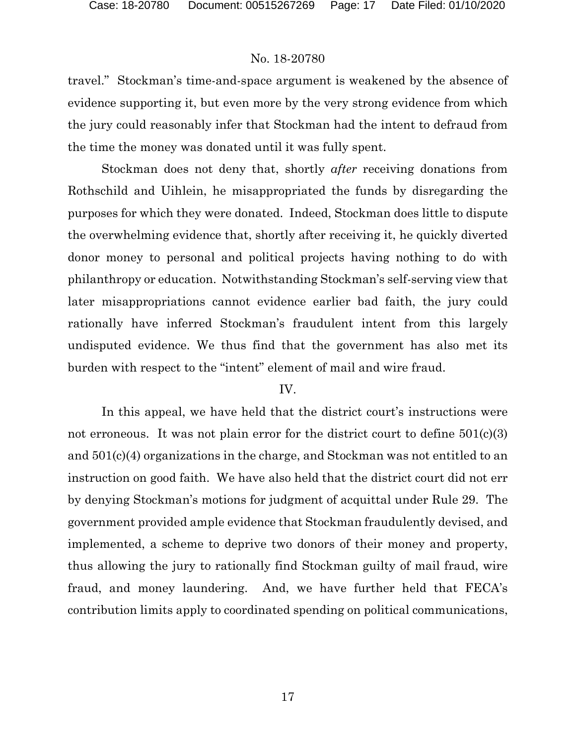travel." Stockman's time-and-space argument is weakened by the absence of evidence supporting it, but even more by the very strong evidence from which the jury could reasonably infer that Stockman had the intent to defraud from the time the money was donated until it was fully spent.

Stockman does not deny that, shortly *after* receiving donations from Rothschild and Uihlein, he misappropriated the funds by disregarding the purposes for which they were donated. Indeed, Stockman does little to dispute the overwhelming evidence that, shortly after receiving it, he quickly diverted donor money to personal and political projects having nothing to do with philanthropy or education. Notwithstanding Stockman's self-serving view that later misappropriations cannot evidence earlier bad faith, the jury could rationally have inferred Stockman's fraudulent intent from this largely undisputed evidence. We thus find that the government has also met its burden with respect to the "intent" element of mail and wire fraud.

## IV.

In this appeal, we have held that the district court's instructions were not erroneous. It was not plain error for the district court to define 501(c)(3) and 501(c)(4) organizations in the charge, and Stockman was not entitled to an instruction on good faith. We have also held that the district court did not err by denying Stockman's motions for judgment of acquittal under Rule 29. The government provided ample evidence that Stockman fraudulently devised, and implemented, a scheme to deprive two donors of their money and property, thus allowing the jury to rationally find Stockman guilty of mail fraud, wire fraud, and money laundering. And, we have further held that FECA's contribution limits apply to coordinated spending on political communications,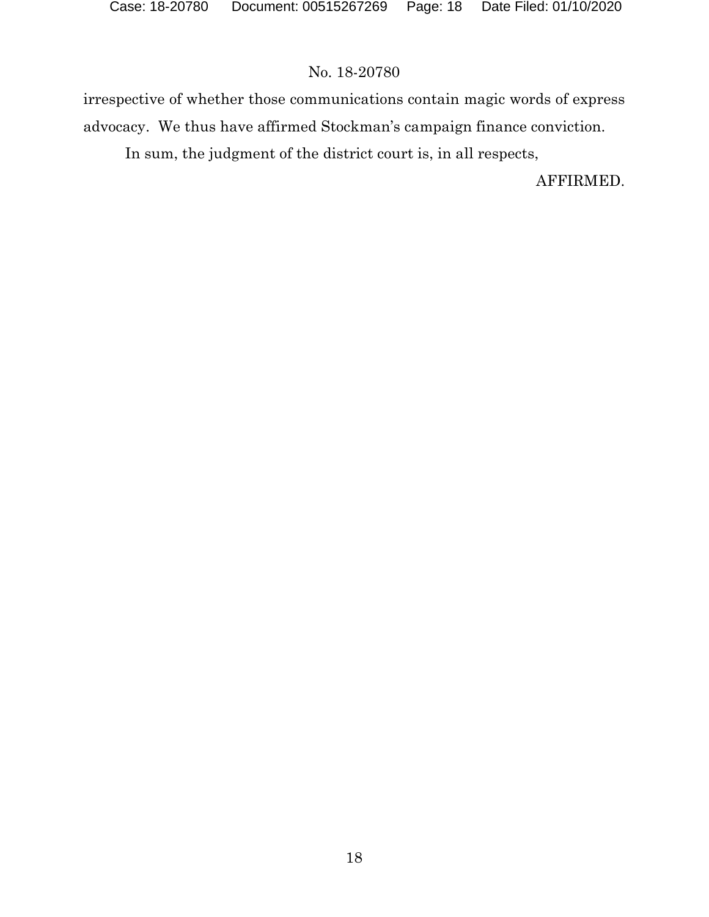irrespective of whether those communications contain magic words of express advocacy. We thus have affirmed Stockman's campaign finance conviction.

In sum, the judgment of the district court is, in all respects,

AFFIRMED.